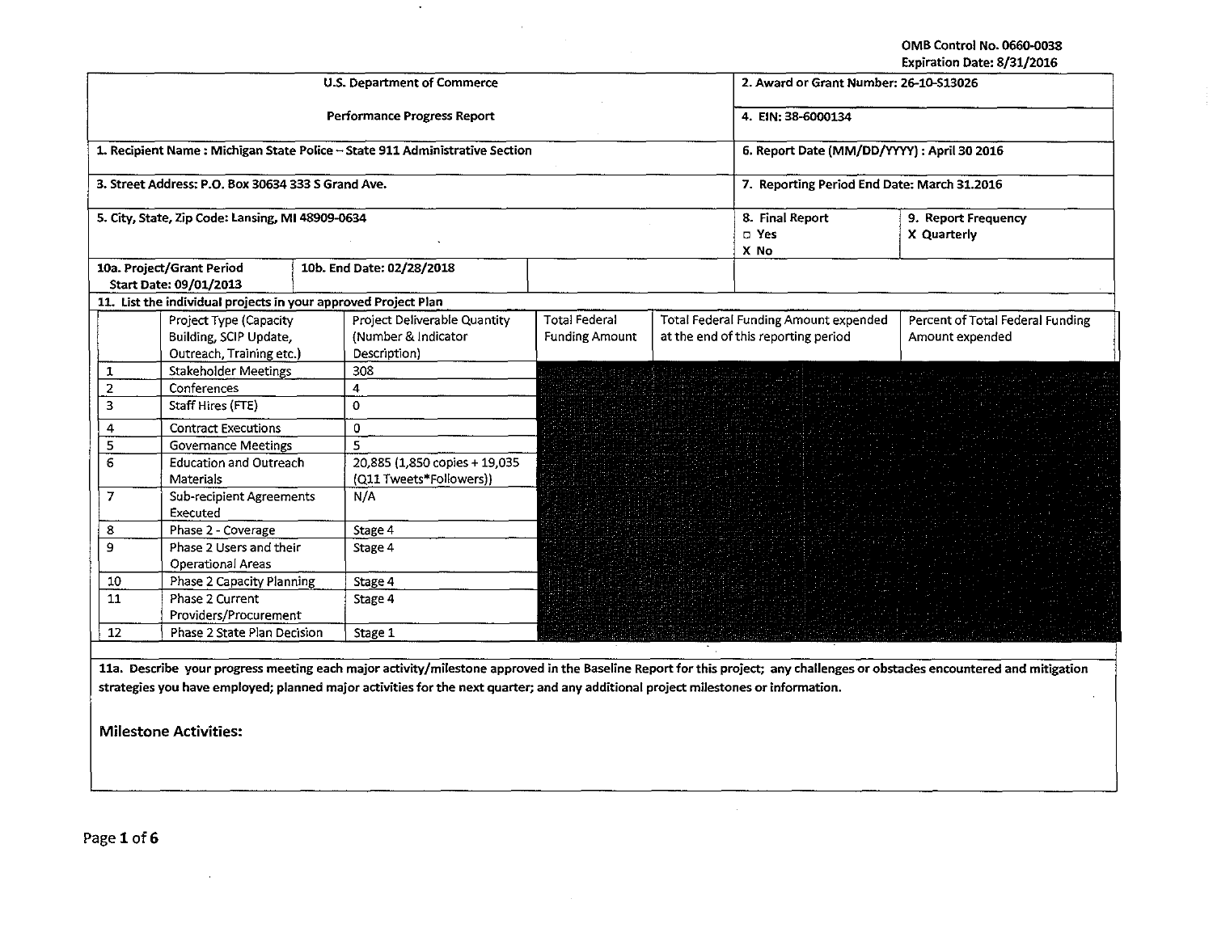OMB Control No. 0660-0038
Expiration Date: 8/31/2016

| U.S. Department of Commerce | 2. Award or Grant Number: 26-10-S13026 |
|---|---|
| Performance Progress Report | 4. EIN: 38-6000134 |
| 1. Recipient Name : Michigan State Police – State 911 Administrative Section | 6. Report Date (MM/DD/YYYY) : April 30 2016 |
| 3. Street Address: P.O. Box 30634 333 S Grand Ave. | 7. Reporting Period End Date: March 31.2016 |
| 5. City, State, Zip Code: Lansing, MI 48909-0634 | 8. Final Report ☐ Yes X No / 9. Report Frequency X Quarterly |
| 10a. Project/Grant Period Start Date: 09/01/2013 / 10b. End Date: 02/28/2018 | |

**11. List the individual projects in your approved Project Plan**

| | Project Type (Capacity Building, SCIP Update, Outreach, Training etc.) | Project Deliverable Quantity (Number & Indicator Description) | Total Federal Funding Amount | Total Federal Funding Amount expended at the end of this reporting period | Percent of Total Federal Funding Amount expended |
|---|---|---|---|---|---|
| 1 | Stakeholder Meetings | 308 | | | |
| 2 | Conferences | 4 | | | |
| 3 | Staff Hires (FTE) | 0 | | | |
| 4 | Contract Executions | 0 | | | |
| 5 | Governance Meetings | 5 | | | |
| 6 | Education and Outreach Materials | 20,885 (1,850 copies + 19,035 (Q11 Tweets*Followers)) | | | |
| 7 | Sub-recipient Agreements Executed | N/A | | | |
| 8 | Phase 2 - Coverage | Stage 4 | | | |
| 9 | Phase 2 Users and their Operational Areas | Stage 4 | | | |
| 10 | Phase 2 Capacity Planning | Stage 4 | | | |
| 11 | Phase 2 Current Providers/Procurement | Stage 4 | | | |
| 12 | Phase 2 State Plan Decision | Stage 1 | | | |

**11a. Describe your progress meeting each major activity/milestone approved in the Baseline Report for this project; any challenges or obstacles encountered and mitigation strategies you have employed; planned major activities for the next quarter; and any additional project milestones or information.**

## Milestone Activities: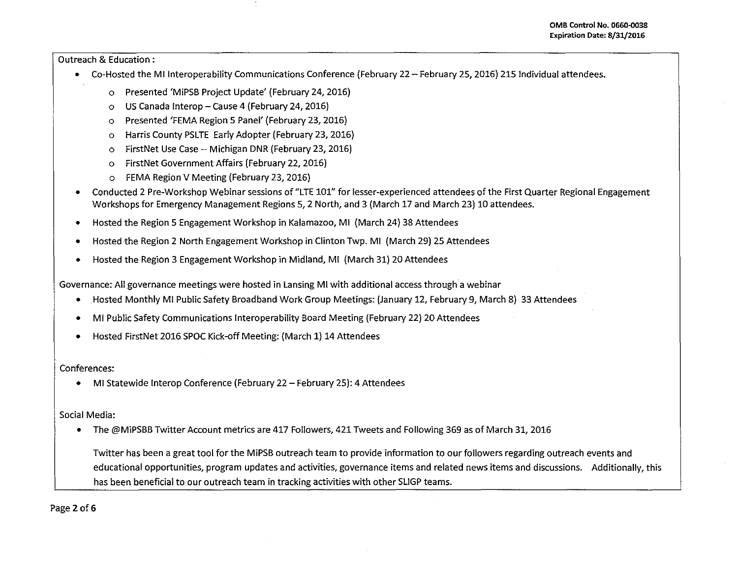Outreach & Education :

- Co-Hosted the MI Interoperability Communications Conference (February 22 – February 25, 2016) 215 Individual attendees.
  - Presented 'MiPSB Project Update' (February 24, 2016)
  - US Canada Interop – Cause 4 (February 24, 2016)
  - Presented 'FEMA Region 5 Panel' (February 23, 2016)
  - Harris County PSLTE Early Adopter (February 23, 2016)
  - FirstNet Use Case -- Michigan DNR (February 23, 2016)
  - FirstNet Government Affairs (February 22, 2016)
  - FEMA Region V Meeting (February 23, 2016)
- Conducted 2 Pre-Workshop Webinar sessions of "LTE 101" for lesser-experienced attendees of the First Quarter Regional Engagement Workshops for Emergency Management Regions 5, 2 North, and 3 (March 17 and March 23) 10 attendees.
- Hosted the Region 5 Engagement Workshop in Kalamazoo, MI (March 24) 38 Attendees
- Hosted the Region 2 North Engagement Workshop in Clinton Twp. MI (March 29) 25 Attendees
- Hosted the Region 3 Engagement Workshop in Midland, MI (March 31) 20 Attendees

Governance: All governance meetings were hosted in Lansing MI with additional access through a webinar

- Hosted Monthly MI Public Safety Broadband Work Group Meetings: (January 12, February 9, March 8) 33 Attendees
- MI Public Safety Communications Interoperability Board Meeting (February 22) 20 Attendees
- Hosted FirstNet 2016 SPOC Kick-off Meeting: (March 1) 14 Attendees

Conferences:

- MI Statewide Interop Conference (February 22 – February 25): 4 Attendees

Social Media:

- The @MiPSBB Twitter Account metrics are 417 Followers, 421 Tweets and Following 369 as of March 31, 2016

  Twitter has been a great tool for the MiPSB outreach team to provide information to our followers regarding outreach events and educational opportunities, program updates and activities, governance items and related news items and discussions. Additionally, this has been beneficial to our outreach team in tracking activities with other SLIGP teams.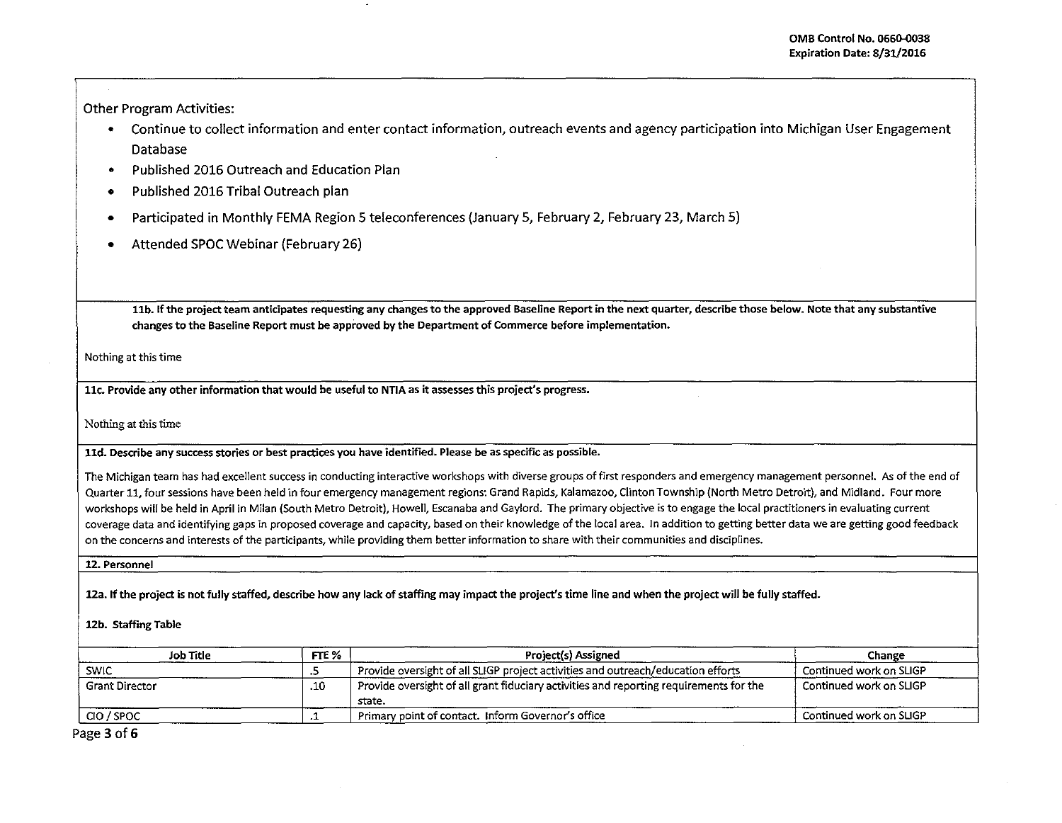Other Program Activities:

- Continue to collect information and enter contact information, outreach events and agency participation into Michigan User Engagement Database
- Published 2016 Outreach and Education Plan
- Published 2016 Tribal Outreach plan
- Participated in Monthly FEMA Region 5 teleconferences (January 5, February 2, February 23, March 5)
- Attended SPOC Webinar (February 26)

**11b. If the project team anticipates requesting any changes to the approved Baseline Report in the next quarter, describe those below. Note that any substantive changes to the Baseline Report must be approved by the Department of Commerce before implementation.**

Nothing at this time

**11c. Provide any other information that would be useful to NTIA as it assesses this project's progress.**

Nothing at this time

**11d. Describe any success stories or best practices you have identified. Please be as specific as possible.**

The Michigan team has had excellent success in conducting interactive workshops with diverse groups of first responders and emergency management personnel. As of the end of Quarter 11, four sessions have been held in four emergency management regions: Grand Rapids, Kalamazoo, Clinton Township (North Metro Detroit), and Midland. Four more workshops will be held in April in Milan (South Metro Detroit), Howell, Escanaba and Gaylord. The primary objective is to engage the local practitioners in evaluating current coverage data and identifying gaps in proposed coverage and capacity, based on their knowledge of the local area. In addition to getting better data we are getting good feedback on the concerns and interests of the participants, while providing them better information to share with their communities and disciplines.

**12. Personnel**

**12a. If the project is not fully staffed, describe how any lack of staffing may impact the project's time line and when the project will be fully staffed.**

**12b. Staffing Table**

| Job Title | FTE % | Project(s) Assigned | Change |
|---|---|---|---|
| SWIC | .5 | Provide oversight of all SLIGP project activities and outreach/education efforts | Continued work on SLIGP |
| Grant Director | .10 | Provide oversight of all grant fiduciary activities and reporting requirements for the state. | Continued work on SLIGP |
| CIO / SPOC | .1 | Primary point of contact. Inform Governor's office | Continued work on SLIGP |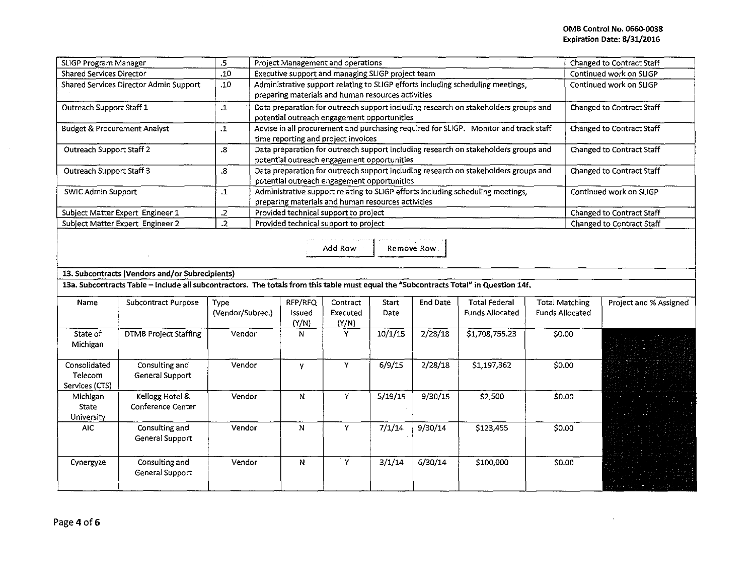OMB Control No. 0660-0038
Expiration Date: 8/31/2016

| | | | |
|---|---|---|---|
| SLIGP Program Manager | .5 | Project Management and operations | Changed to Contract Staff |
| Shared Services Director | .10 | Executive support and managing SLIGP project team | Continued work on SLIGP |
| Shared Services Director Admin Support | .10 | Administrative support relating to SLIGP efforts including scheduling meetings, preparing materials and human resources activities | Continued work on SLIGP |
| Outreach Support Staff 1 | .1 | Data preparation for outreach support including research on stakeholders groups and potential outreach engagement opportunities | Changed to Contract Staff |
| Budget & Procurement Analyst | .1 | Advise in all procurement and purchasing required for SLIGP. Monitor and track staff time reporting and project invoices | Changed to Contract Staff |
| Outreach Support Staff 2 | .8 | Data preparation for outreach support including research on stakeholders groups and potential outreach engagement opportunities | Changed to Contract Staff |
| Outreach Support Staff 3 | .8 | Data preparation for outreach support including research on stakeholders groups and potential outreach engagement opportunities | Changed to Contract Staff |
| SWIC Admin Support | .1 | Administrative support relating to SLIGP efforts including scheduling meetings, preparing materials and human resources activities | Continued work on SLIGP |
| Subject Matter Expert Engineer 1 | .2 | Provided technical support to project | Changed to Contract Staff |
| Subject Matter Expert Engineer 2 | .2 | Provided technical support to project | Changed to Contract Staff |

Add Row Remove Row

**13. Subcontracts (Vendors and/or Subrecipients)**

**13a. Subcontracts Table – Include all subcontractors. The totals from this table must equal the "Subcontracts Total" in Question 14f.**

| Name | Subcontract Purpose | Type (Vendor/Subrec.) | RFP/RFQ Issued (Y/N) | Contract Executed (Y/N) | Start Date | End Date | Total Federal Funds Allocated | Total Matching Funds Allocated | Project and % Assigned |
|---|---|---|---|---|---|---|---|---|---|
| State of Michigan | DTMB Project Staffing | Vendor | N | Y | 10/1/15 | 2/28/18 | $1,708,755.23 | $0.00 | |
| Consolidated Telecom Services (CTS) | Consulting and General Support | Vendor | y | Y | 6/9/15 | 2/28/18 | $1,197,362 | $0.00 | |
| Michigan State University | Kellogg Hotel & Conference Center | Vendor | N | Y | 5/19/15 | 9/30/15 | $2,500 | $0.00 | |
| AIC | Consulting and General Support | Vendor | N | Y | 7/1/14 | 9/30/14 | $123,455 | $0.00 | |
| Cynergyze | Consulting and General Support | Vendor | N | Y | 3/1/14 | 6/30/14 | $100,000 | $0.00 | |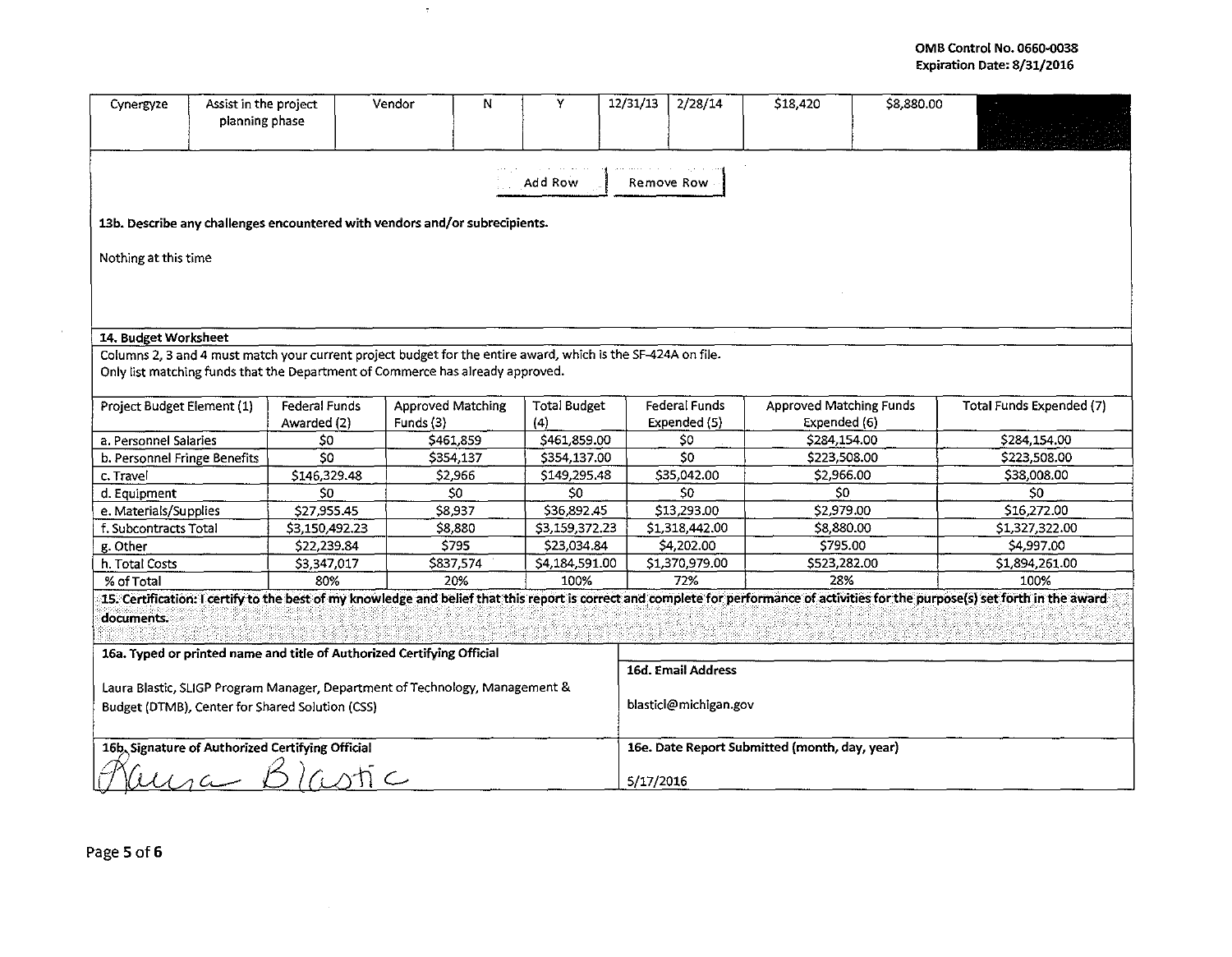OMB Control No. 0660-0038
Expiration Date: 8/31/2016

| Cynergyze | Assist in the project planning phase | Vendor | N | Y | 12/31/13 | 2/28/14 | $18,420 | $8,880.00 | |
|---|---|---|---|---|---|---|---|---|---|

Add Row | Remove Row

**13b. Describe any challenges encountered with vendors and/or subrecipients.**

Nothing at this time

**14. Budget Worksheet**

Columns 2, 3 and 4 must match your current project budget for the entire award, which is the SF-424A on file.
Only list matching funds that the Department of Commerce has already approved.

| Project Budget Element (1) | Federal Funds Awarded (2) | Approved Matching Funds (3) | Total Budget (4) | Federal Funds Expended (5) | Approved Matching Funds Expended (6) | Total Funds Expended (7) |
|---|---|---|---|---|---|---|
| a. Personnel Salaries | $0 | $461,859 | $461,859.00 | $0 | $284,154.00 | $284,154.00 |
| b. Personnel Fringe Benefits | $0 | $354,137 | $354,137.00 | $0 | $223,508.00 | $223,508.00 |
| c. Travel | $146,329.48 | $2,966 | $149,295.48 | $35,042.00 | $2,966.00 | $38,008.00 |
| d. Equipment | $0 | $0 | $0 | $0 | $0 | $0 |
| e. Materials/Supplies | $27,955.45 | $8,937 | $36,892.45 | $13,293.00 | $2,979.00 | $16,272.00 |
| f. Subcontracts Total | $3,150,492.23 | $8,880 | $3,159,372.23 | $1,318,442.00 | $8,880.00 | $1,327,322.00 |
| g. Other | $22,239.84 | $795 | $23,034.84 | $4,202.00 | $795.00 | $4,997.00 |
| h. Total Costs | $3,347,017 | $837,574 | $4,184,591.00 | $1,370,979.00 | $523,282.00 | $1,894,261.00 |
| % of Total | 80% | 20% | 100% | 72% | 28% | 100% |

**15. Certification: I certify to the best of my knowledge and belief that this report is correct and complete for performance of activities for the purpose(s) set forth in the award documents.**

**16a. Typed or printed name and title of Authorized Certifying Official**

Laura Blastic, SLIGP Program Manager, Department of Technology, Management & Budget (DTMB), Center for Shared Solution (CSS)

**16d. Email Address**

blasticl@michigan.gov

**16b. Signature of Authorized Certifying Official**

Laura Blastic

**16e. Date Report Submitted (month, day, year)**

5/17/2016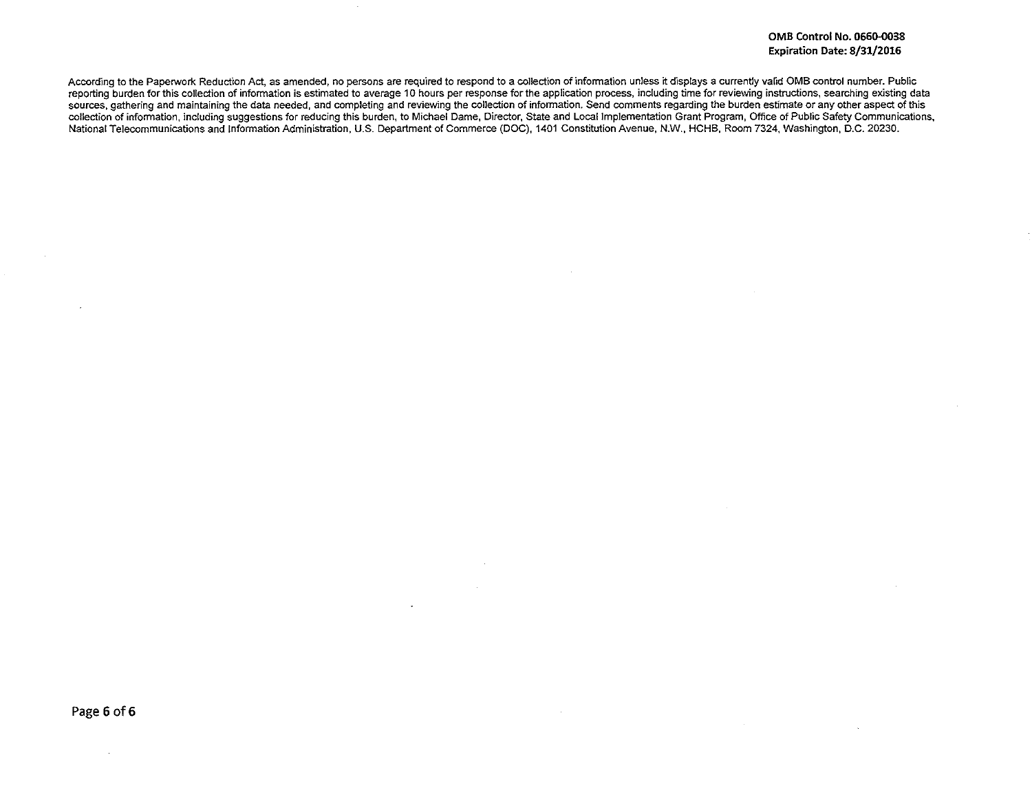OMB Control No. 0660-0038
Expiration Date: 8/31/2016

According to the Paperwork Reduction Act, as amended, no persons are required to respond to a collection of information unless it displays a currently valid OMB control number. Public reporting burden for this collection of information is estimated to average 10 hours per response for the application process, including time for reviewing instructions, searching existing data sources, gathering and maintaining the data needed, and completing and reviewing the collection of information. Send comments regarding the burden estimate or any other aspect of this collection of information, including suggestions for reducing this burden, to Michael Dame, Director, State and Local Implementation Grant Program, Office of Public Safety Communications, National Telecommunications and Information Administration, U.S. Department of Commerce (DOC), 1401 Constitution Avenue, N.W., HCHB, Room 7324, Washington, D.C. 20230.